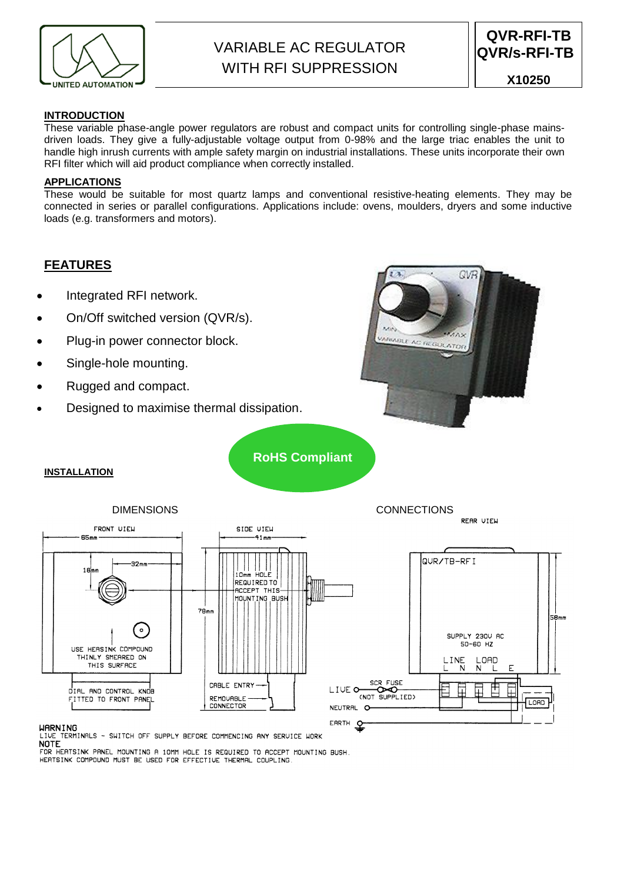# VARIABLE AC REGULATOR WITH RFI SUPPRESSION

**QVR-RFI-TB**
**QVR/s-RFI-TB**
**X10250**

## INTRODUCTION

These variable phase-angle power regulators are robust and compact units for controlling single-phase mains-driven loads. They give a fully-adjustable voltage output from 0-98% and the large triac enables the unit to handle high inrush currents with ample safety margin on industrial installations. These units incorporate their own RFI filter which will aid product compliance when correctly installed.

## APPLICATIONS

These would be suitable for most quartz lamps and conventional resistive-heating elements. They may be connected in series or parallel configurations. Applications include: ovens, moulders, dryers and some inductive loads (e.g. transformers and motors).

## FEATURES

- Integrated RFI network.
- On/Off switched version (QVR/s).
- Plug-in power connector block.
- Single-hole mounting.
- Rugged and compact.
- Designed to maximise thermal dissipation.

**RoHS Compliant**

## INSTALLATION

DIMENSIONS

FRONT VIEW — 65mm, 32mm, 18mm
USE HEATSINK COMPOUND THINLY SMEARED ON THIS SURFACE
DIAL AND CONTROL KNOB FITTED TO FRONT PANEL

SIDE VIEW — 41mm, 78mm
10mm HOLE REQUIRED TO ACCEPT THIS MOUNTING BUSH
CABLE ENTRY
REMOVABLE CONNECTOR

CONNECTIONS

REAR VIEW — QVR/TB-RFI, 58mm
SUPPLY 230V AC 50-60 HZ
LINE L N — LOAD N L E
LIVE — SCR FUSE (NOT SUPPLIED)
NEUTRAL
EARTH
LOAD

**WARNING**
LIVE TERMINALS – SWITCH OFF SUPPLY BEFORE COMMENCING ANY SERVICE WORK

**NOTE**
FOR HEATSINK PANEL MOUNTING A 10MM HOLE IS REQUIRED TO ACCEPT MOUNTING BUSH.
HEATSINK COMPOUND MUST BE USED FOR EFFECTIVE THERMAL COUPLING.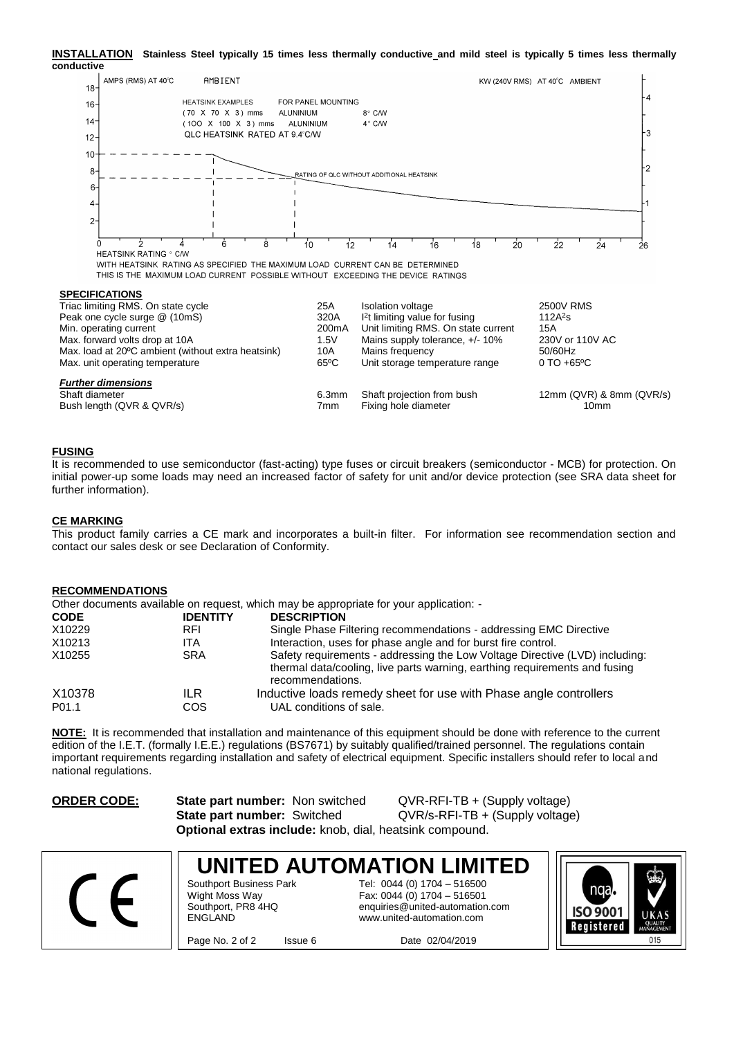**INSTALLATION** **Stainless Steel typically 15 times less thermally conductive and mild steel is typically 5 times less thermally conductive**

AMPS (RMS) AT 40°C AMBIENT

KW (240V RMS) AT 40°C AMBIENT

HEATSINK EXAMPLES FOR PANEL MOUNTING
(70 X 70 X 3) mms ALUNINIUM 8° C/W
(100 X 100 X 3) mms ALUNINIUM 4° C/W
QLC HEATSINK RATED AT 9.4°C/W

RATING OF QLC WITHOUT ADDITIONAL HEATSINK

HEATSINK RATING ° C/W

18, 16, 14, 12, 10, 8, 6, 4, 2

0, 2, 4, 6, 8, 10, 12, 14, 16, 18, 20, 22, 24, 26

4, 3, 2, 1

WITH HEATSINK RATING AS SPECIFIED THE MAXIMUM LOAD CURRENT CAN BE DETERMINED
THIS IS THE MAXIMUM LOAD CURRENT POSSIBLE WITHOUT EXCEEDING THE DEVICE RATINGS

**SPECIFICATIONS**

| | | | |
|---|---|---|---|
| Triac limiting RMS. On state cycle | 25A | Isolation voltage | 2500V RMS |
| Peak one cycle surge @ (10mS) | 320A | $I^2t$ limiting value for fusing | $112A^2s$ |
| Min. operating current | 200mA | Unit limiting RMS. On state current | 15A |
| Max. forward volts drop at 10A | 1.5V | Mains supply tolerance, +/- 10% | 230V or 110V AC |
| Max. load at 20ºC ambient (without extra heatsink) | 10A | Mains frequency | 50/60Hz |
| Max. unit operating temperature | 65ºC | Unit storage temperature range | 0 TO +65ºC |

***Further dimensions***

| | | | |
|---|---|---|---|
| Shaft diameter | 6.3mm | Shaft projection from bush | 12mm (QVR) & 8mm (QVR/s) |
| Bush length (QVR & QVR/s) | 7mm | Fixing hole diameter | 10mm |

**FUSING**

It is recommended to use semiconductor (fast-acting) type fuses or circuit breakers (semiconductor - MCB) for protection. On initial power-up some loads may need an increased factor of safety for unit and/or device protection (see SRA data sheet for further information).

**CE MARKING**

This product family carries a CE mark and incorporates a built-in filter. For information see recommendation section and contact our sales desk or see Declaration of Conformity.

**RECOMMENDATIONS**

Other documents available on request, which may be appropriate for your application: -

| CODE | IDENTITY | DESCRIPTION |
|---|---|---|
| X10229 | RFI | Single Phase Filtering recommendations - addressing EMC Directive |
| X10213 | ITA | Interaction, uses for phase angle and for burst fire control. |
| X10255 | SRA | Safety requirements - addressing the Low Voltage Directive (LVD) including: thermal data/cooling, live parts warning, earthing requirements and fusing recommendations. |
| X10378 | ILR | Inductive loads remedy sheet for use with Phase angle controllers |
| P01.1 | COS | UAL conditions of sale. |

**NOTE:** It is recommended that installation and maintenance of this equipment should be done with reference to the current edition of the I.E.T. (formally I.E.E.) regulations (BS7671) by suitably qualified/trained personnel. The regulations contain important requirements regarding installation and safety of electrical equipment. Specific installers should refer to local and national regulations.

**ORDER CODE:** **State part number:** Non switched QVR-RFI-TB + (Supply voltage)
**State part number:** Switched QVR/s-RFI-TB + (Supply voltage)
**Optional extras include:** knob, dial, heatsink compound.

# UNITED AUTOMATION LIMITED

Southport Business Park
Wight Moss Way
Southport, PR8 4HQ
ENGLAND

Tel: 0044 (0) 1704 – 516500
Fax: 0044 (0) 1704 – 516501
enquiries@united-automation.com
www.united-automation.com

Issue 6 Date 02/04/2019